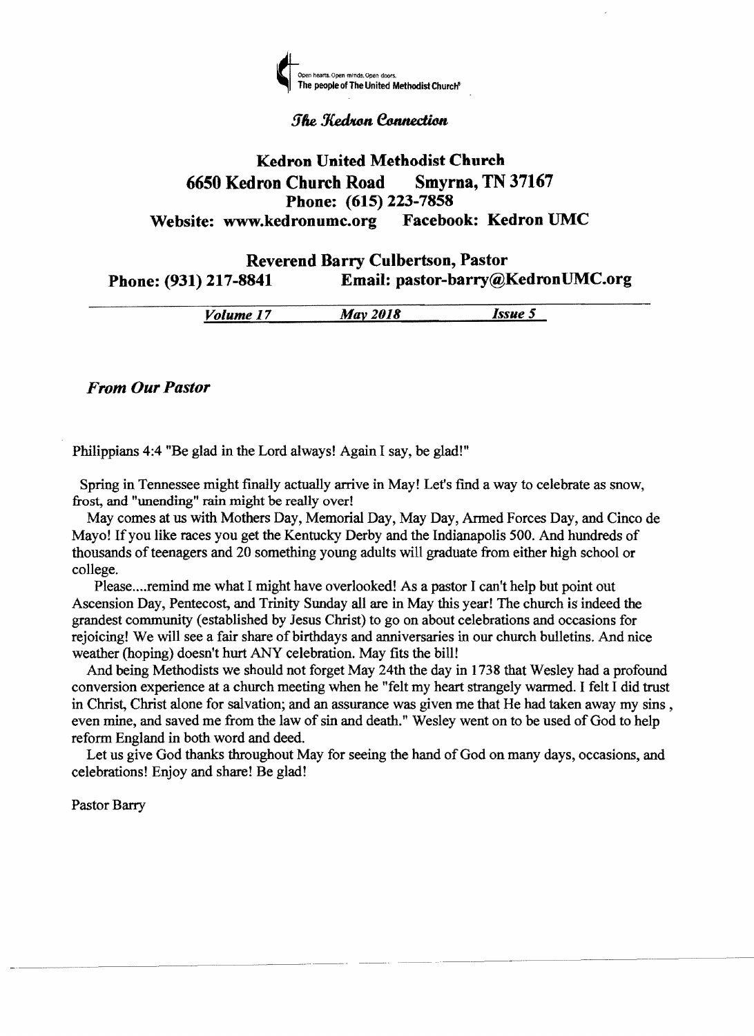Open hearts. Open minds. Open doors.
The people of The United Methodist Church®

*The Kedron Connection*

# Kedron United Methodist Church

**6650 Kedron Church Road Smyrna, TN 37167**

**Phone: (615) 223-7858**

**Website: www.kedronumc.org Facebook: Kedron UMC**

**Reverend Barry Culbertson, Pastor**

**Phone: (931) 217-8841 Email: pastor-barry@KedronUMC.org**

*Volume 17* *May 2018* *Issue 5*

## *From Our Pastor*

Philippians 4:4 "Be glad in the Lord always! Again I say, be glad!"

Spring in Tennessee might finally actually arrive in May! Let's find a way to celebrate as snow, frost, and "unending" rain might be really over!

May comes at us with Mothers Day, Memorial Day, May Day, Armed Forces Day, and Cinco de Mayo! If you like races you get the Kentucky Derby and the Indianapolis 500. And hundreds of thousands of teenagers and 20 something young adults will graduate from either high school or college.

Please....remind me what I might have overlooked! As a pastor I can't help but point out Ascension Day, Pentecost, and Trinity Sunday all are in May this year! The church is indeed the grandest community (established by Jesus Christ) to go on about celebrations and occasions for rejoicing! We will see a fair share of birthdays and anniversaries in our church bulletins. And nice weather (hoping) doesn't hurt ANY celebration. May fits the bill!

And being Methodists we should not forget May 24th the day in 1738 that Wesley had a profound conversion experience at a church meeting when he "felt my heart strangely warmed. I felt I did trust in Christ, Christ alone for salvation; and an assurance was given me that He had taken away my sins , even mine, and saved me from the law of sin and death." Wesley went on to be used of God to help reform England in both word and deed.

Let us give God thanks throughout May for seeing the hand of God on many days, occasions, and celebrations! Enjoy and share! Be glad!

Pastor Barry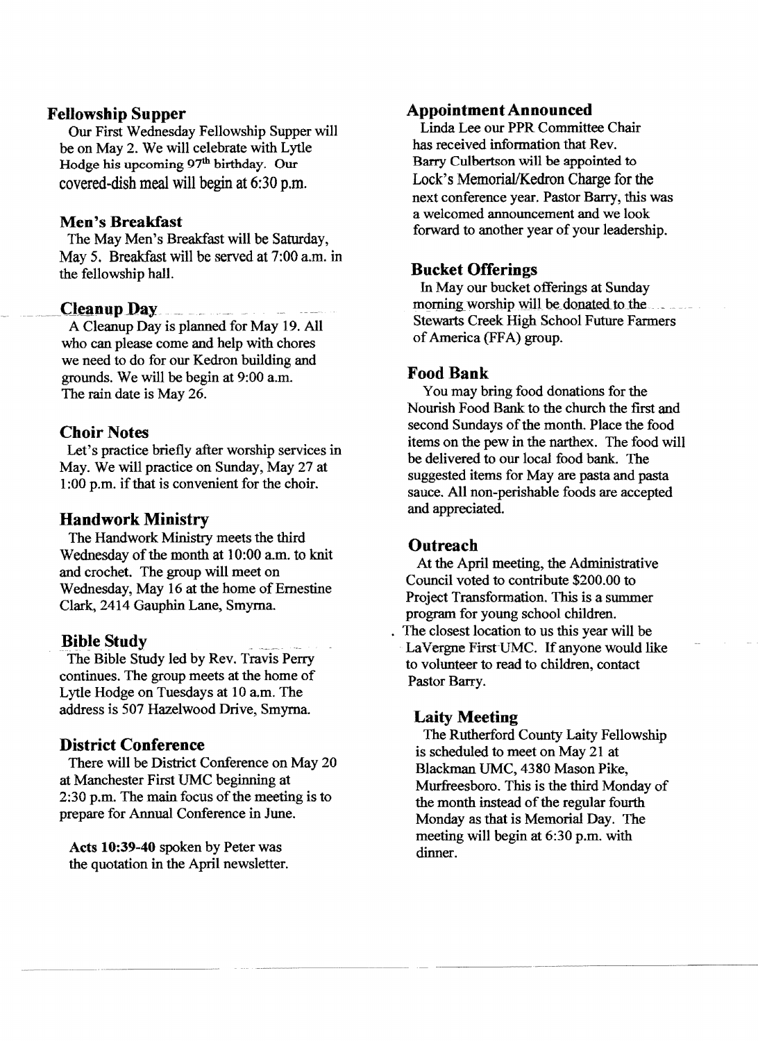## Fellowship Supper

Our First Wednesday Fellowship Supper will be on May 2. We will celebrate with Lytle Hodge his upcoming 97th birthday. Our covered-dish meal will begin at 6:30 p.m.

## Men's Breakfast

The May Men's Breakfast will be Saturday, May 5. Breakfast will be served at 7:00 a.m. in the fellowship hall.

## Cleanup Day

A Cleanup Day is planned for May 19. All who can please come and help with chores we need to do for our Kedron building and grounds. We will be begin at 9:00 a.m. The rain date is May 26.

## Choir Notes

Let's practice briefly after worship services in May. We will practice on Sunday, May 27 at 1:00 p.m. if that is convenient for the choir.

## Handwork Ministry

The Handwork Ministry meets the third Wednesday of the month at 10:00 a.m. to knit and crochet. The group will meet on Wednesday, May 16 at the home of Ernestine Clark, 2414 Gauphin Lane, Smyrna.

## Bible Study

The Bible Study led by Rev. Travis Perry continues. The group meets at the home of Lytle Hodge on Tuesdays at 10 a.m. The address is 507 Hazelwood Drive, Smyrna.

## District Conference

There will be District Conference on May 20 at Manchester First UMC beginning at 2:30 p.m. The main focus of the meeting is to prepare for Annual Conference in June.

**Acts 10:39-40** spoken by Peter was the quotation in the April newsletter.

## Appointment Announced

Linda Lee our PPR Committee Chair has received information that Rev. Barry Culbertson will be appointed to Lock's Memorial/Kedron Charge for the next conference year. Pastor Barry, this was a welcomed announcement and we look forward to another year of your leadership.

## Bucket Offerings

In May our bucket offerings at Sunday morning worship will be donated to the Stewarts Creek High School Future Farmers of America (FFA) group.

## Food Bank

You may bring food donations for the Nourish Food Bank to the church the first and second Sundays of the month. Place the food items on the pew in the narthex. The food will be delivered to our local food bank. The suggested items for May are pasta and pasta sauce. All non-perishable foods are accepted and appreciated.

## Outreach

At the April meeting, the Administrative Council voted to contribute $200.00 to Project Transformation. This is a summer program for young school children. The closest location to us this year will be LaVergne First UMC. If anyone would like to volunteer to read to children, contact Pastor Barry.

## Laity Meeting

The Rutherford County Laity Fellowship is scheduled to meet on May 21 at Blackman UMC, 4380 Mason Pike, Murfreesboro. This is the third Monday of the month instead of the regular fourth Monday as that is Memorial Day. The meeting will begin at 6:30 p.m. with dinner.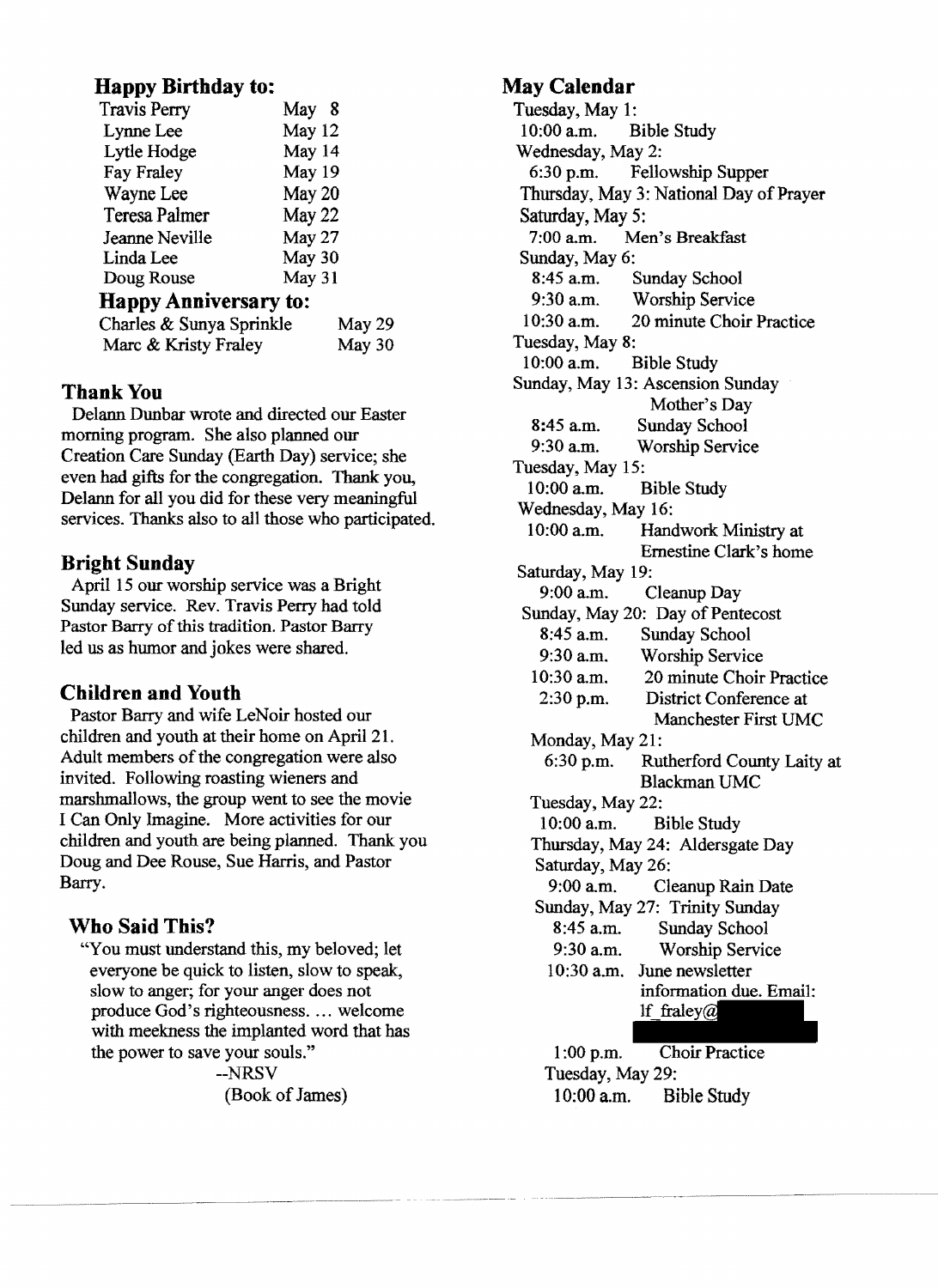## Happy Birthday to:

| | |
|---|---|
| Travis Perry | May 8 |
| Lynne Lee | May 12 |
| Lytle Hodge | May 14 |
| Fay Fraley | May 19 |
| Wayne Lee | May 20 |
| Teresa Palmer | May 22 |
| Jeanne Neville | May 27 |
| Linda Lee | May 30 |
| Doug Rouse | May 31 |

## Happy Anniversary to:

| | |
|---|---|
| Charles & Sunya Sprinkle | May 29 |
| Marc & Kristy Fraley | May 30 |

## Thank You

Delann Dunbar wrote and directed our Easter morning program. She also planned our Creation Care Sunday (Earth Day) service; she even had gifts for the congregation. Thank you, Delann for all you did for these very meaningful services. Thanks also to all those who participated.

## Bright Sunday

April 15 our worship service was a Bright Sunday service. Rev. Travis Perry had told Pastor Barry of this tradition. Pastor Barry led us as humor and jokes were shared.

## Children and Youth

Pastor Barry and wife LeNoir hosted our children and youth at their home on April 21. Adult members of the congregation were also invited. Following roasting wieners and marshmallows, the group went to see the movie I Can Only Imagine. More activities for our children and youth are being planned. Thank you Doug and Dee Rouse, Sue Harris, and Pastor Barry.

## Who Said This?

"You must understand this, my beloved; let everyone be quick to listen, slow to speak, slow to anger; for your anger does not produce God's righteousness. … welcome with meekness the implanted word that has the power to save your souls."

--NRSV
(Book of James)

## May Calendar

**Tuesday, May 1:**
10:00 a.m. Bible Study

**Wednesday, May 2:**
6:30 p.m. Fellowship Supper

**Thursday, May 3:** National Day of Prayer

**Saturday, May 5:**
7:00 a.m. Men's Breakfast

**Sunday, May 6:**
8:45 a.m. Sunday School
9:30 a.m. Worship Service
10:30 a.m. 20 minute Choir Practice

**Tuesday, May 8:**
10:00 a.m. Bible Study

**Sunday, May 13:** Ascension Sunday
Mother's Day
8:45 a.m. Sunday School
9:30 a.m. Worship Service

**Tuesday, May 15:**
10:00 a.m. Bible Study

**Wednesday, May 16:**
10:00 a.m. Handwork Ministry at Ernestine Clark's home

**Saturday, May 19:**
9:00 a.m. Cleanup Day

**Sunday, May 20:** Day of Pentecost
8:45 a.m. Sunday School
9:30 a.m. Worship Service
10:30 a.m. 20 minute Choir Practice
2:30 p.m. District Conference at Manchester First UMC

**Monday, May 21:**
6:30 p.m. Rutherford County Laity at Blackman UMC

**Tuesday, May 22:**
10:00 a.m. Bible Study

**Thursday, May 24:** Aldersgate Day

**Saturday, May 26:**
9:00 a.m. Cleanup Rain Date

**Sunday, May 27:** Trinity Sunday
8:45 a.m. Sunday School
9:30 a.m. Worship Service
10:30 a.m. June newsletter information due. Email: lf_fraley@
1:00 p.m. Choir Practice

**Tuesday, May 29:**
10:00 a.m. Bible Study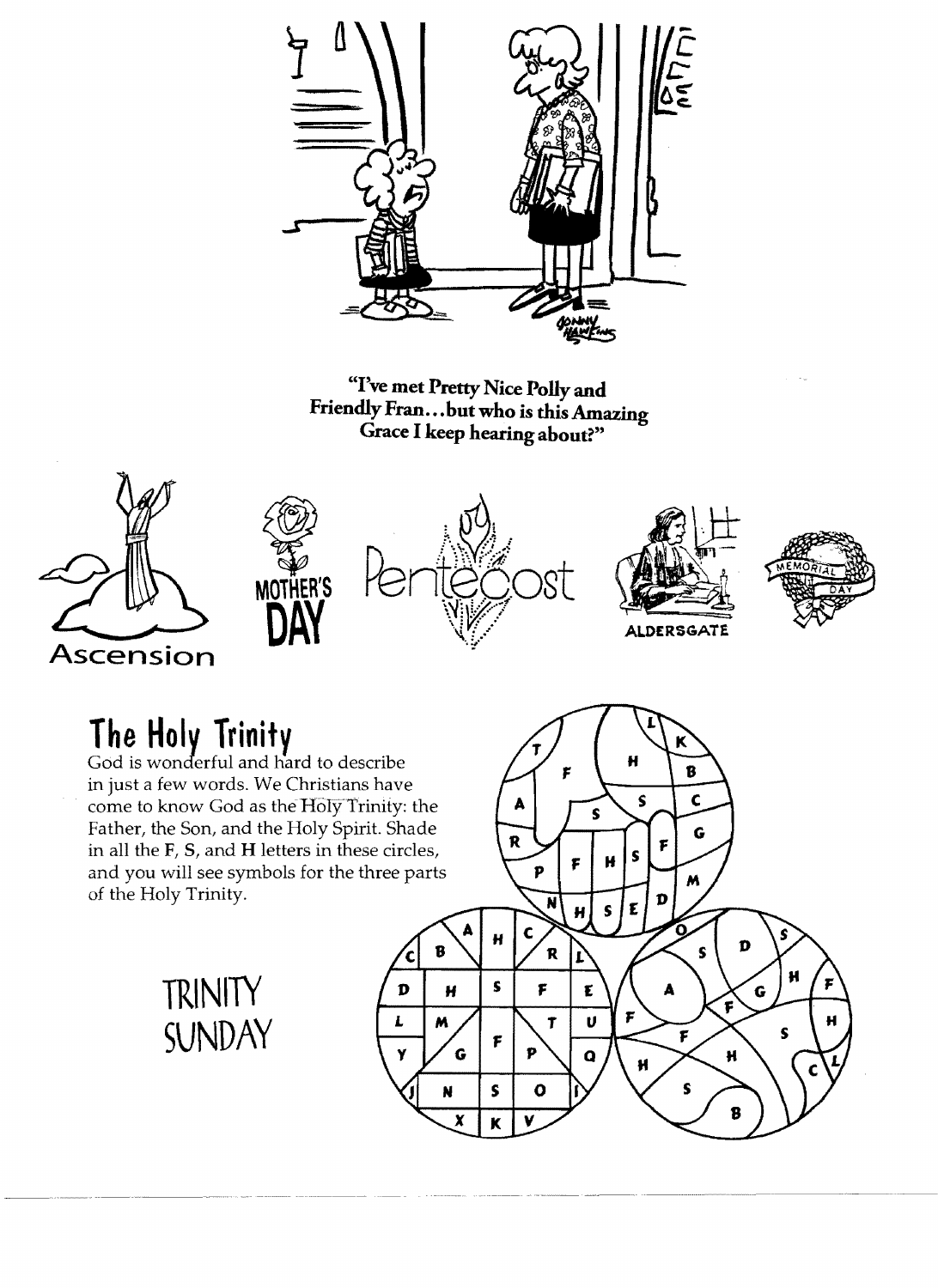"I've met Pretty Nice Polly and Friendly Fran...but who is this Amazing Grace I keep hearing about?"

Ascension

MOTHER'S DAY

Pentecost

ALDERSGATE

MEMORIAL DAY

## The Holy Trinity

God is wonderful and hard to describe in just a few words. We Christians have come to know God as the Holy Trinity: the Father, the Son, and the Holy Spirit. Shade in all the **F**, **S**, and **H** letters in these circles, and you will see symbols for the three parts of the Holy Trinity.

TRINITY SUNDAY